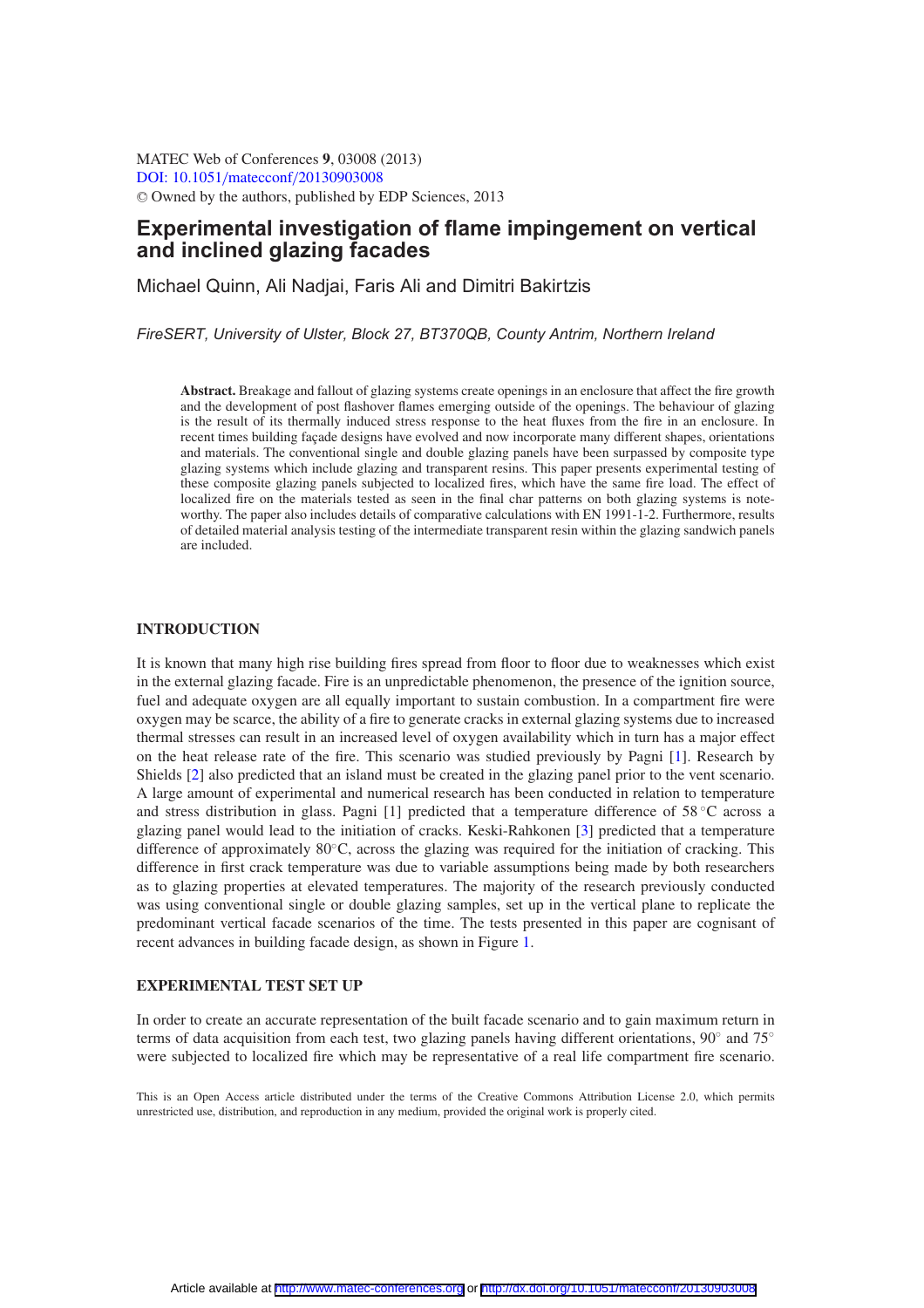MATEC Web of Conferences **9**, 03008 (2013)
DOI: 10.1051/matecconf/20130903008
© Owned by the authors, published by EDP Sciences, 2013

# Experimental investigation of flame impingement on vertical and inclined glazing facades

Michael Quinn, Ali Nadjai, Faris Ali and Dimitri Bakirtzis

*FireSERT, University of Ulster, Block 27, BT370QB, County Antrim, Northern Ireland*

**Abstract.** Breakage and fallout of glazing systems create openings in an enclosure that affect the fire growth and the development of post flashover flames emerging outside of the openings. The behaviour of glazing is the result of its thermally induced stress response to the heat fluxes from the fire in an enclosure. In recent times building façade designs have evolved and now incorporate many different shapes, orientations and materials. The conventional single and double glazing panels have been surpassed by composite type glazing systems which include glazing and transparent resins. This paper presents experimental testing of these composite glazing panels subjected to localized fires, which have the same fire load. The effect of localized fire on the materials tested as seen in the final char patterns on both glazing systems is noteworthy. The paper also includes details of comparative calculations with EN 1991-1-2. Furthermore, results of detailed material analysis testing of the intermediate transparent resin within the glazing sandwich panels are included.

## INTRODUCTION

It is known that many high rise building fires spread from floor to floor due to weaknesses which exist in the external glazing facade. Fire is an unpredictable phenomenon, the presence of the ignition source, fuel and adequate oxygen are all equally important to sustain combustion. In a compartment fire were oxygen may be scarce, the ability of a fire to generate cracks in external glazing systems due to increased thermal stresses can result in an increased level of oxygen availability which in turn has a major effect on the heat release rate of the fire. This scenario was studied previously by Pagni [1]. Research by Shields [2] also predicted that an island must be created in the glazing panel prior to the vent scenario. A large amount of experimental and numerical research has been conducted in relation to temperature and stress distribution in glass. Pagni [1] predicted that a temperature difference of 58 °C across a glazing panel would lead to the initiation of cracks. Keski-Rahkonen [3] predicted that a temperature difference of approximately 80°C, across the glazing was required for the initiation of cracking. This difference in first crack temperature was due to variable assumptions being made by both researchers as to glazing properties at elevated temperatures. The majority of the research previously conducted was using conventional single or double glazing samples, set up in the vertical plane to replicate the predominant vertical facade scenarios of the time. The tests presented in this paper are cognisant of recent advances in building facade design, as shown in Figure 1.

## EXPERIMENTAL TEST SET UP

In order to create an accurate representation of the built facade scenario and to gain maximum return in terms of data acquisition from each test, two glazing panels having different orientations, 90° and 75° were subjected to localized fire which may be representative of a real life compartment fire scenario.

This is an Open Access article distributed under the terms of the Creative Commons Attribution License 2.0, which permits unrestricted use, distribution, and reproduction in any medium, provided the original work is properly cited.

Article available at http://www.matec-conferences.org or http://dx.doi.org/10.1051/matecconf/20130903008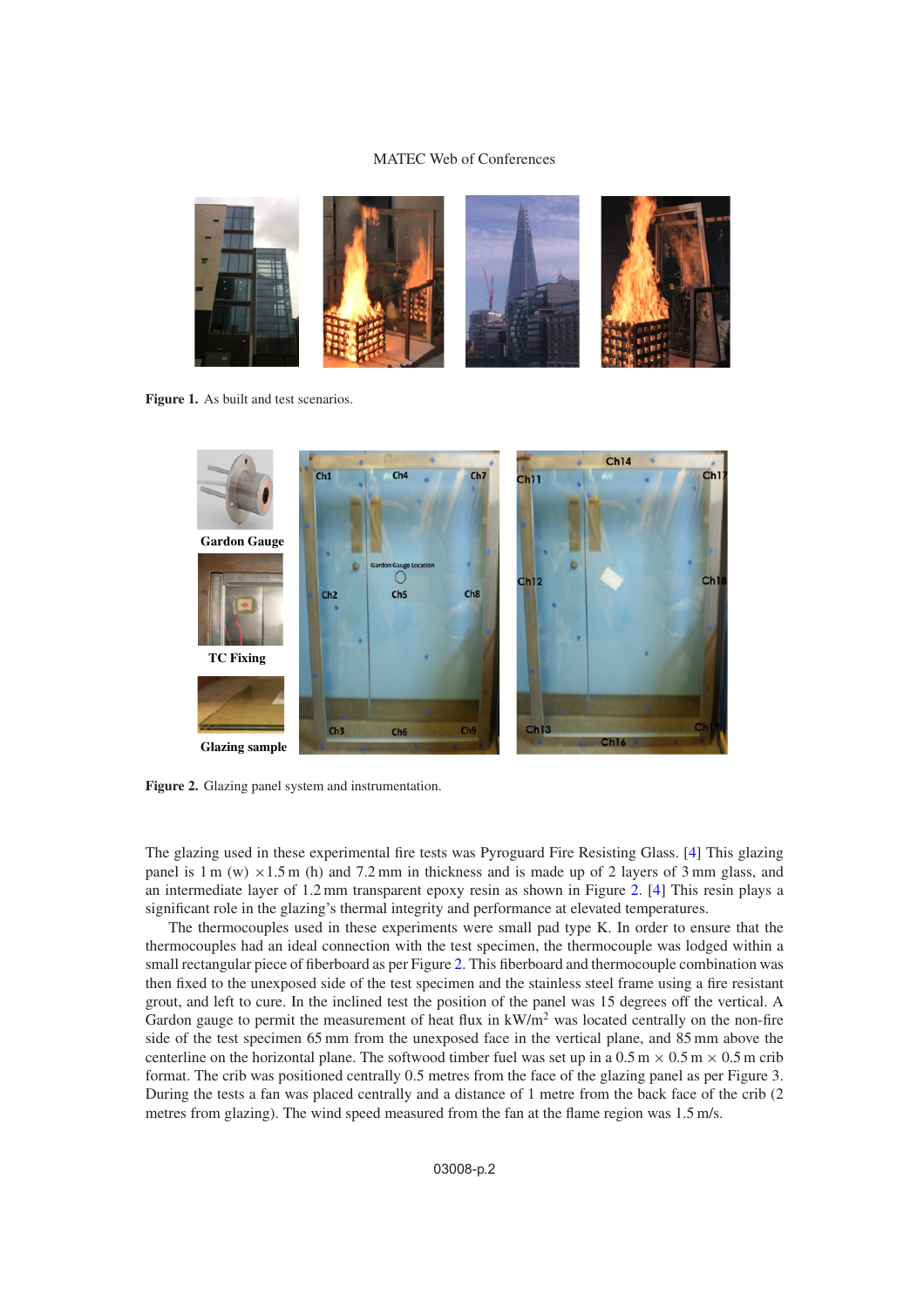**Figure 1.** As built and test scenarios.

**Figure 2.** Glazing panel system and instrumentation.

The glazing used in these experimental fire tests was Pyroguard Fire Resisting Glass. [4] This glazing panel is 1 m (w) ×1.5 m (h) and 7.2 mm in thickness and is made up of 2 layers of 3 mm glass, and an intermediate layer of 1.2 mm transparent epoxy resin as shown in Figure 2. [4] This resin plays a significant role in the glazing's thermal integrity and performance at elevated temperatures.

The thermocouples used in these experiments were small pad type K. In order to ensure that the thermocouples had an ideal connection with the test specimen, the thermocouple was lodged within a small rectangular piece of fiberboard as per Figure 2. This fiberboard and thermocouple combination was then fixed to the unexposed side of the test specimen and the stainless steel frame using a fire resistant grout, and left to cure. In the inclined test the position of the panel was 15 degrees off the vertical. A Gardon gauge to permit the measurement of heat flux in $kW/m^2$ was located centrally on the non-fire side of the test specimen 65 mm from the unexposed face in the vertical plane, and 85 mm above the centerline on the horizontal plane. The softwood timber fuel was set up in a 0.5 m × 0.5 m × 0.5 m crib format. The crib was positioned centrally 0.5 metres from the face of the glazing panel as per Figure 3. During the tests a fan was placed centrally and a distance of 1 metre from the back face of the crib (2 metres from glazing). The wind speed measured from the fan at the flame region was 1.5 m/s.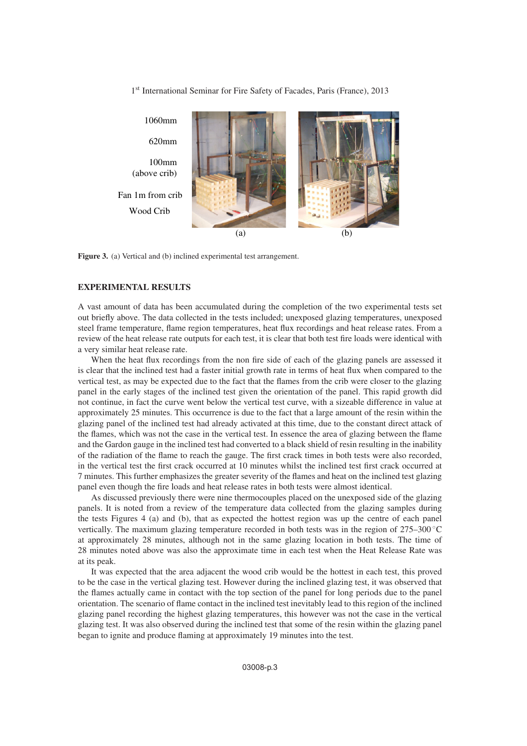1060mm

620mm

100mm
(above crib)

Fan 1m from crib

Wood Crib

(a) (b)

**Figure 3.** (a) Vertical and (b) inclined experimental test arrangement.

## EXPERIMENTAL RESULTS

A vast amount of data has been accumulated during the completion of the two experimental tests set out briefly above. The data collected in the tests included; unexposed glazing temperatures, unexposed steel frame temperature, flame region temperatures, heat flux recordings and heat release rates. From a review of the heat release rate outputs for each test, it is clear that both test fire loads were identical with a very similar heat release rate.

When the heat flux recordings from the non fire side of each of the glazing panels are assessed it is clear that the inclined test had a faster initial growth rate in terms of heat flux when compared to the vertical test, as may be expected due to the fact that the flames from the crib were closer to the glazing panel in the early stages of the inclined test given the orientation of the panel. This rapid growth did not continue, in fact the curve went below the vertical test curve, with a sizeable difference in value at approximately 25 minutes. This occurrence is due to the fact that a large amount of the resin within the glazing panel of the inclined test had already activated at this time, due to the constant direct attack of the flames, which was not the case in the vertical test. In essence the area of glazing between the flame and the Gardon gauge in the inclined test had converted to a black shield of resin resulting in the inability of the radiation of the flame to reach the gauge. The first crack times in both tests were also recorded, in the vertical test the first crack occurred at 10 minutes whilst the inclined test first crack occurred at 7 minutes. This further emphasizes the greater severity of the flames and heat on the inclined test glazing panel even though the fire loads and heat release rates in both tests were almost identical.

As discussed previously there were nine thermocouples placed on the unexposed side of the glazing panels. It is noted from a review of the temperature data collected from the glazing samples during the tests Figures 4 (a) and (b), that as expected the hottest region was up the centre of each panel vertically. The maximum glazing temperature recorded in both tests was in the region of 275–300 °C at approximately 28 minutes, although not in the same glazing location in both tests. The time of 28 minutes noted above was also the approximate time in each test when the Heat Release Rate was at its peak.

It was expected that the area adjacent the wood crib would be the hottest in each test, this proved to be the case in the vertical glazing test. However during the inclined glazing test, it was observed that the flames actually came in contact with the top section of the panel for long periods due to the panel orientation. The scenario of flame contact in the inclined test inevitably lead to this region of the inclined glazing panel recording the highest glazing temperatures, this however was not the case in the vertical glazing test. It was also observed during the inclined test that some of the resin within the glazing panel began to ignite and produce flaming at approximately 19 minutes into the test.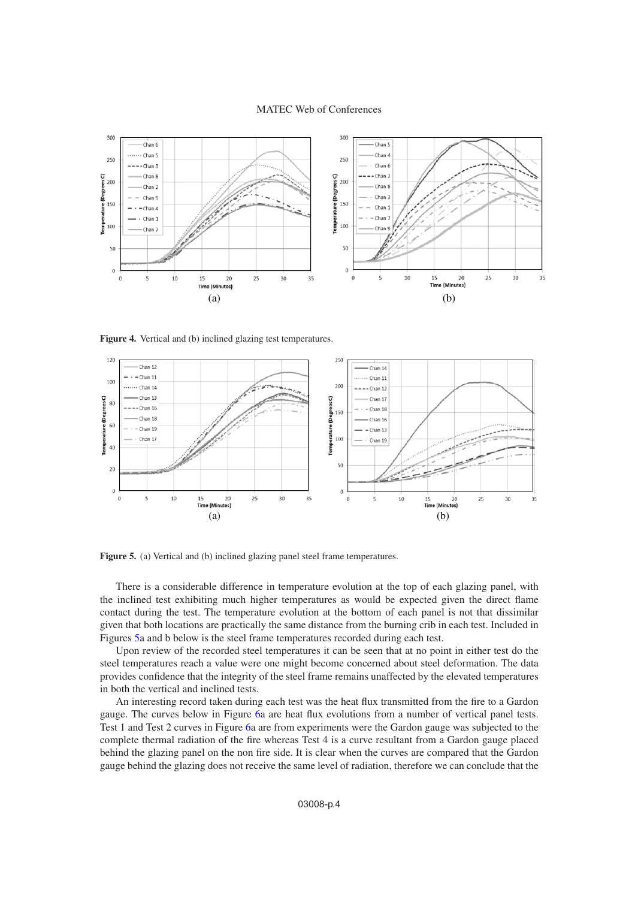**Figure 4.** Vertical and (b) inclined glazing test temperatures.

**Figure 5.** (a) Vertical and (b) inclined glazing panel steel frame temperatures.

There is a considerable difference in temperature evolution at the top of each glazing panel, with the inclined test exhibiting much higher temperatures as would be expected given the direct flame contact during the test. The temperature evolution at the bottom of each panel is not that dissimilar given that both locations are practically the same distance from the burning crib in each test. Included in Figures 5a and b below is the steel frame temperatures recorded during each test.

Upon review of the recorded steel temperatures it can be seen that at no point in either test do the steel temperatures reach a value were one might become concerned about steel deformation. The data provides confidence that the integrity of the steel frame remains unaffected by the elevated temperatures in both the vertical and inclined tests.

An interesting record taken during each test was the heat flux transmitted from the fire to a Gardon gauge. The curves below in Figure 6a are heat flux evolutions from a number of vertical panel tests. Test 1 and Test 2 curves in Figure 6a are from experiments were the Gardon gauge was subjected to the complete thermal radiation of the fire whereas Test 4 is a curve resultant from a Gardon gauge placed behind the glazing panel on the non fire side. It is clear when the curves are compared that the Gardon gauge behind the glazing does not receive the same level of radiation, therefore we can conclude that the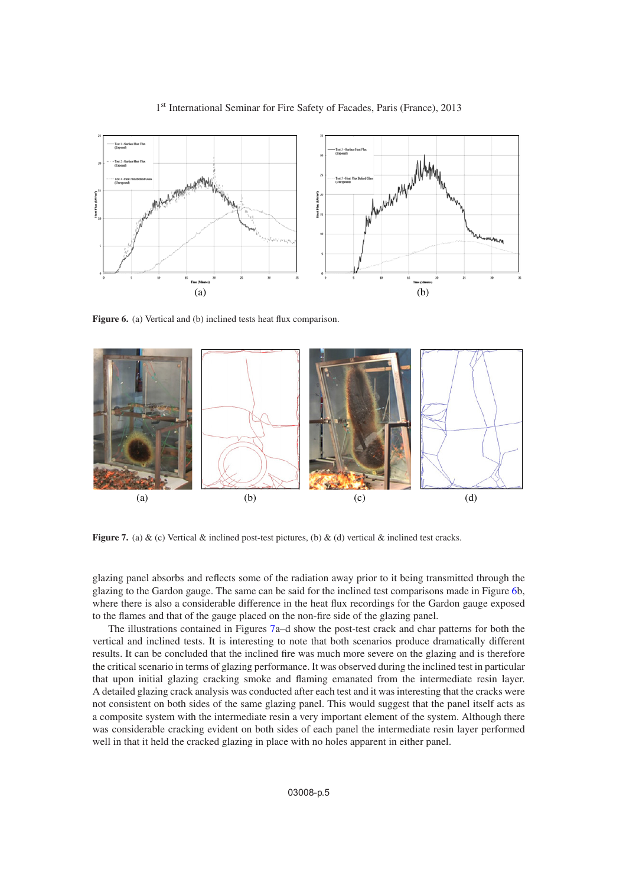**Figure 6.** (a) Vertical and (b) inclined tests heat flux comparison.

**Figure 7.** (a) & (c) Vertical & inclined post-test pictures, (b) & (d) vertical & inclined test cracks.

glazing panel absorbs and reflects some of the radiation away prior to it being transmitted through the glazing to the Gardon gauge. The same can be said for the inclined test comparisons made in Figure 6b, where there is also a considerable difference in the heat flux recordings for the Gardon gauge exposed to the flames and that of the gauge placed on the non-fire side of the glazing panel.

The illustrations contained in Figures 7a–d show the post-test crack and char patterns for both the vertical and inclined tests. It is interesting to note that both scenarios produce dramatically different results. It can be concluded that the inclined fire was much more severe on the glazing and is therefore the critical scenario in terms of glazing performance. It was observed during the inclined test in particular that upon initial glazing cracking smoke and flaming emanated from the intermediate resin layer. A detailed glazing crack analysis was conducted after each test and it was interesting that the cracks were not consistent on both sides of the same glazing panel. This would suggest that the panel itself acts as a composite system with the intermediate resin a very important element of the system. Although there was considerable cracking evident on both sides of each panel the intermediate resin layer performed well in that it held the cracked glazing in place with no holes apparent in either panel.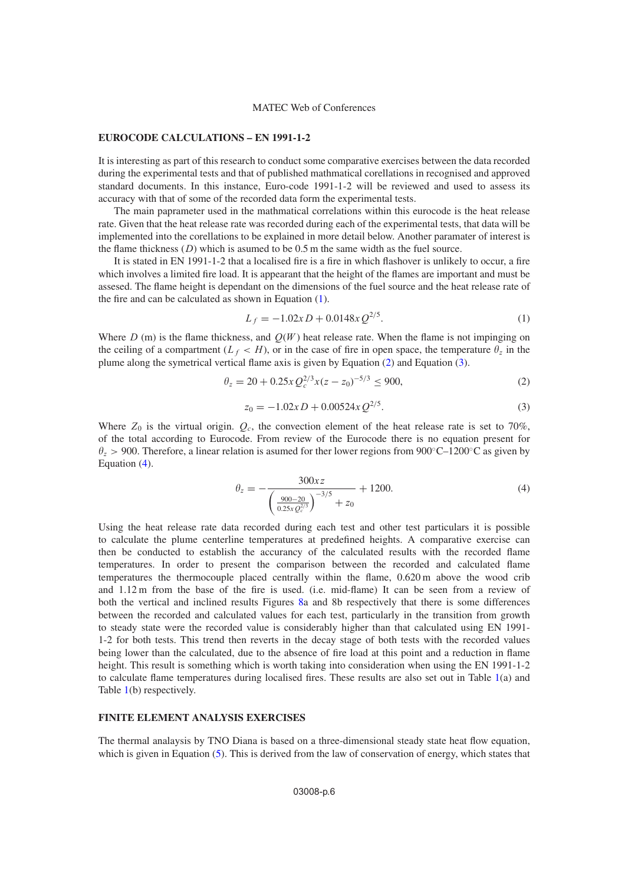## EUROCODE CALCULATIONS – EN 1991-1-2

It is interesting as part of this research to conduct some comparative exercises between the data recorded during the experimental tests and that of published mathmatical corellations in recognised and approved standard documents. In this instance, Euro-code 1991-1-2 will be reviewed and used to assess its accuracy with that of some of the recorded data form the experimental tests.

The main paprameter used in the mathmatical correlations within this eurocode is the heat release rate. Given that the heat release rate was recorded during each of the experimental tests, that data will be implemented into the corellations to be explained in more detail below. Another paramater of interest is the flame thickness ($D$) which is asumed to be 0.5 m the same width as the fuel source.

It is stated in EN 1991-1-2 that a localised fire is a fire in which flashover is unlikely to occur, a fire which involves a limited fire load. It is appearant that the height of the flames are important and must be assesed. The flame height is dependant on the dimensions of the fuel source and the heat release rate of the fire and can be calculated as shown in Equation (1).

$$L_f = -1.02x\,D + 0.0148x\,Q^{2/5}. \tag{1}$$

Where $D$ (m) is the flame thickness, and $Q(W)$ heat release rate. When the flame is not impinging on the ceiling of a compartment ($L_f < H$), or in the case of fire in open space, the temperature $\theta_z$ in the plume along the symetrical vertical flame axis is given by Equation (2) and Equation (3).

$$\theta_z = 20 + 0.25x\,Q_c^{2/3}x(z - z_0)^{-5/3} \leq 900, \tag{2}$$

$$z_0 = -1.02x\,D + 0.00524x\,Q^{2/5}. \tag{3}$$

Where $Z_0$ is the virtual origin. $Q_c$, the convection element of the heat release rate is set to 70%, of the total according to Eurocode. From review of the Eurocode there is no equation present for $\theta_z > 900$. Therefore, a linear relation is asumed for ther lower regions from 900°C–1200°C as given by Equation (4).

$$\theta_z = -\frac{300x\,z}{\left(\frac{900-20}{0.25x\,Q_c^{2/3}}\right)^{-3/5} + z_0} + 1200. \tag{4}$$

Using the heat release rate data recorded during each test and other test particulars it is possible to calculate the plume centerline temperatures at predefined heights. A comparative exercise can then be conducted to establish the accurancy of the calculated results with the recorded flame temperatures. In order to present the comparison between the recorded and calculated flame temperatures the thermocouple placed centrally within the flame, 0.620 m above the wood crib and 1.12 m from the base of the fire is used. (i.e. mid-flame) It can be seen from a review of both the vertical and inclined results Figures 8a and 8b respectively that there is some differences between the recorded and calculated values for each test, particularly in the transition from growth to steady state were the recorded value is considerably higher than that calculated using EN 1991-1-2 for both tests. This trend then reverts in the decay stage of both tests with the recorded values being lower than the calculated, due to the absence of fire load at this point and a reduction in flame height. This result is something which is worth taking into consideration when using the EN 1991-1-2 to calculate flame temperatures during localised fires. These results are also set out in Table 1(a) and Table 1(b) respectively.

## FINITE ELEMENT ANALYSIS EXERCISES

The thermal analaysis by TNO Diana is based on a three-dimensional steady state heat flow equation, which is given in Equation (5). This is derived from the law of conservation of energy, which states that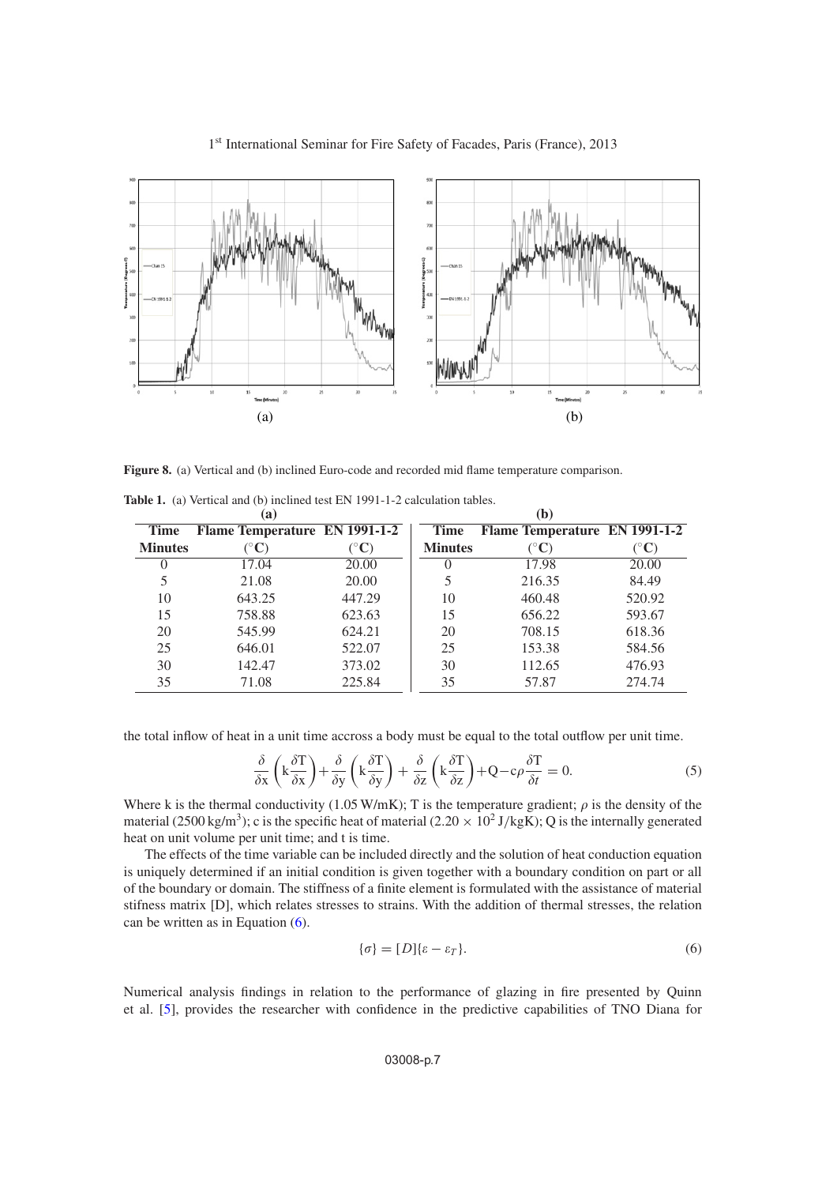(a)

(b)

**Figure 8.** (a) Vertical and (b) inclined Euro-code and recorded mid flame temperature comparison.

**Table 1.** (a) Vertical and (b) inclined test EN 1991-1-2 calculation tables.

| **(a)** | | | **(b)** | | |
|---|---|---|---|---|---|
| **Time** | **Flame Temperature** | **EN 1991-1-2** | **Time** | **Flame Temperature** | **EN 1991-1-2** |
| **Minutes** | **(°C)** | **(°C)** | **Minutes** | **(°C)** | **(°C)** |
| 0 | 17.04 | 20.00 | 0 | 17.98 | 20.00 |
| 5 | 21.08 | 20.00 | 5 | 216.35 | 84.49 |
| 10 | 643.25 | 447.29 | 10 | 460.48 | 520.92 |
| 15 | 758.88 | 623.63 | 15 | 656.22 | 593.67 |
| 20 | 545.99 | 624.21 | 20 | 708.15 | 618.36 |
| 25 | 646.01 | 522.07 | 25 | 153.38 | 584.56 |
| 30 | 142.47 | 373.02 | 30 | 112.65 | 476.93 |
| 35 | 71.08 | 225.84 | 35 | 57.87 | 274.74 |

the total inflow of heat in a unit time accross a body must be equal to the total outflow per unit time.

$$\frac{\delta}{\delta \mathrm{x}}\left(\mathrm{k}\frac{\delta \mathrm{T}}{\delta \mathrm{x}}\right)+\frac{\delta}{\delta \mathrm{y}}\left(\mathrm{k}\frac{\delta \mathrm{T}}{\delta \mathrm{y}}\right)+\frac{\delta}{\delta \mathrm{z}}\left(\mathrm{k}\frac{\delta \mathrm{T}}{\delta \mathrm{z}}\right)+\mathrm{Q}-\mathrm{c}\rho\frac{\delta \mathrm{T}}{\delta t}=0. \tag{5}$$

Where k is the thermal conductivity (1.05 W/mK); T is the temperature gradient; $\rho$ is the density of the material (2500 kg/m$^3$); c is the specific heat of material ($2.20 \times 10^2$ J/kgK); Q is the internally generated heat on unit volume per unit time; and t is time.

The effects of the time variable can be included directly and the solution of heat conduction equation is uniquely determined if an initial condition is given together with a boundary condition on part or all of the boundary or domain. The stiffness of a finite element is formulated with the assistance of material stifness matrix [D], which relates stresses to strains. With the addition of thermal stresses, the relation can be written as in Equation (6).

$$\{\sigma\} = [D]\{\varepsilon - \varepsilon_T\}. \tag{6}$$

Numerical analysis findings in relation to the performance of glazing in fire presented by Quinn et al. [5], provides the researcher with confidence in the predictive capabilities of TNO Diana for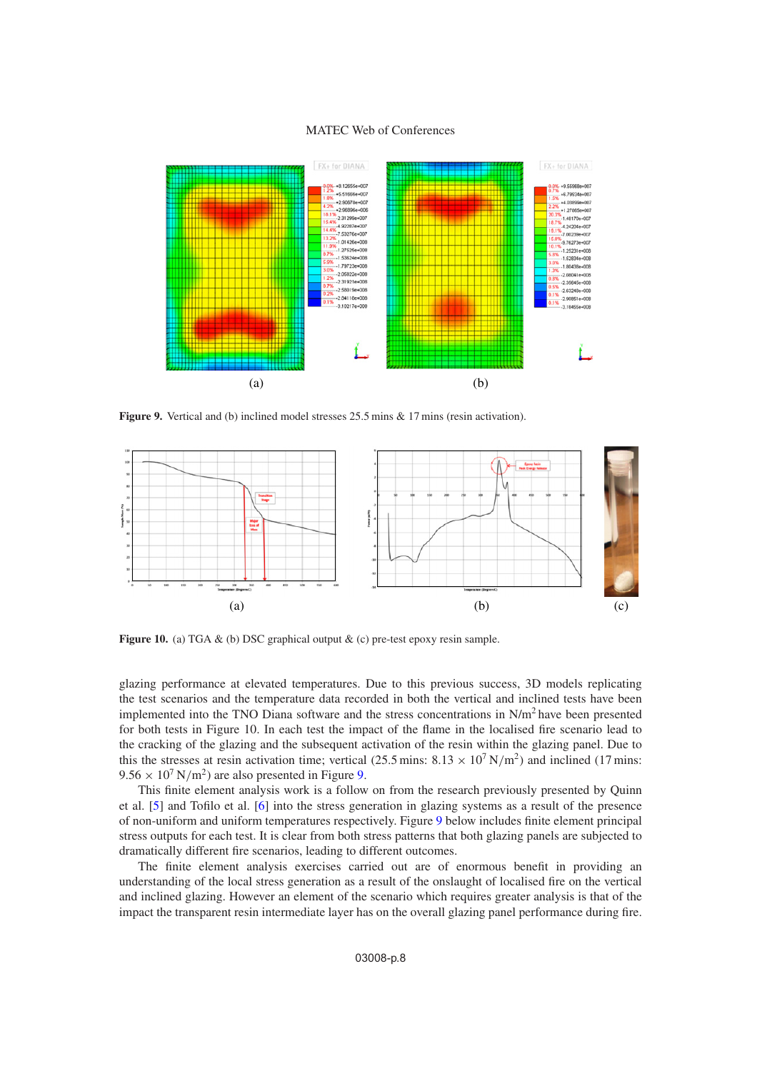(a) (b)

**Figure 9.** Vertical and (b) inclined model stresses 25.5 mins & 17 mins (resin activation).

(a) (b) (c)

**Figure 10.** (a) TGA & (b) DSC graphical output & (c) pre-test epoxy resin sample.

glazing performance at elevated temperatures. Due to this previous success, 3D models replicating the test scenarios and the temperature data recorded in both the vertical and inclined tests have been implemented into the TNO Diana software and the stress concentrations in $N/m^2$ have been presented for both tests in Figure 10. In each test the impact of the flame in the localised fire scenario lead to the cracking of the glazing and the subsequent activation of the resin within the glazing panel. Due to this the stresses at resin activation time; vertical (25.5 mins: $8.13 \times 10^7$ $N/m^2$) and inclined (17 mins: $9.56 \times 10^7$ $N/m^2$) are also presented in Figure 9.

This finite element analysis work is a follow on from the research previously presented by Quinn et al. [5] and Tofilo et al. [6] into the stress generation in glazing systems as a result of the presence of non-uniform and uniform temperatures respectively. Figure 9 below includes finite element principal stress outputs for each test. It is clear from both stress patterns that both glazing panels are subjected to dramatically different fire scenarios, leading to different outcomes.

The finite element analysis exercises carried out are of enormous benefit in providing an understanding of the local stress generation as a result of the onslaught of localised fire on the vertical and inclined glazing. However an element of the scenario which requires greater analysis is that of the impact the transparent resin intermediate layer has on the overall glazing panel performance during fire.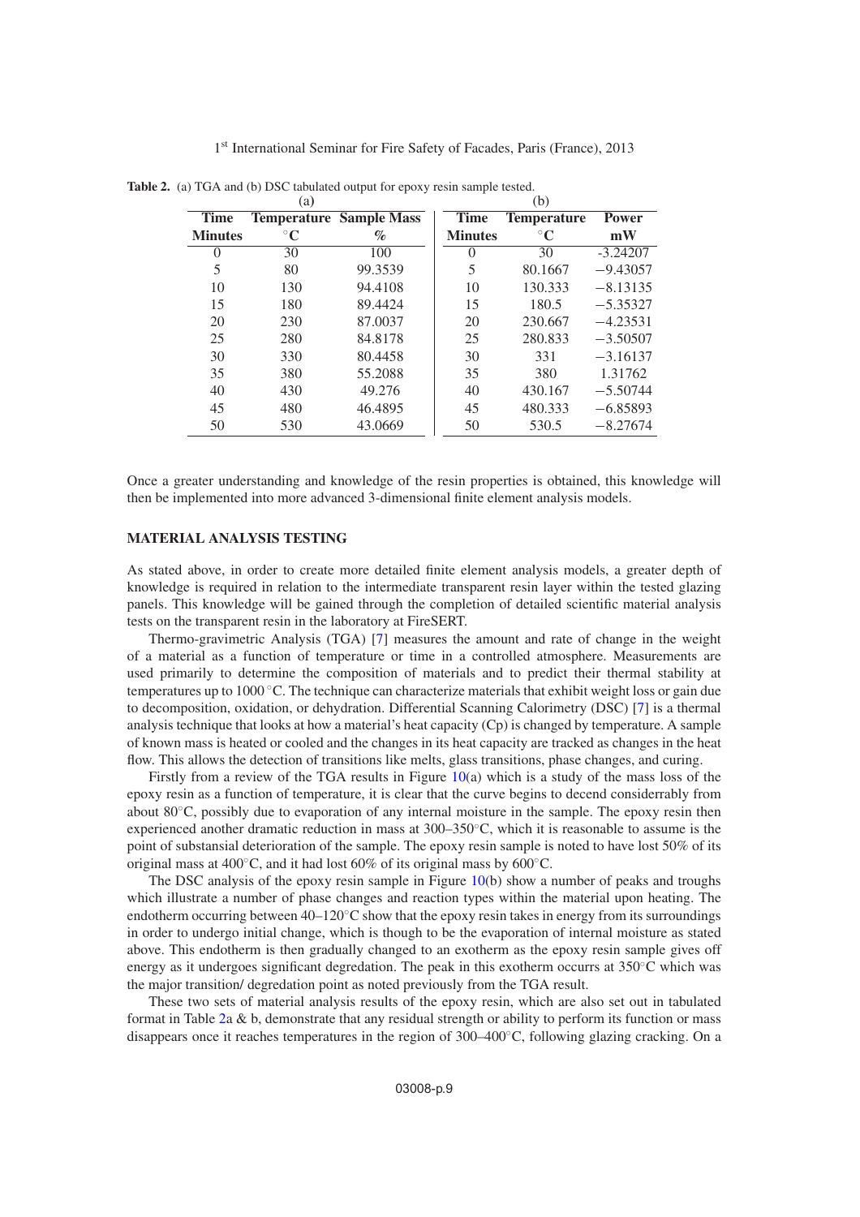**Table 2.** (a) TGA and (b) DSC tabulated output for epoxy resin sample tested.

| (a) | | | (b) | | |
|---|---|---|---|---|---|
| **Time** | **Temperature** | **Sample Mass** | **Time** | **Temperature** | **Power** |
| **Minutes** | **°C** | **%** | **Minutes** | **°C** | **mW** |
| 0 | 30 | 100 | 0 | 30 | -3.24207 |
| 5 | 80 | 99.3539 | 5 | 80.1667 | −9.43057 |
| 10 | 130 | 94.4108 | 10 | 130.333 | −8.13135 |
| 15 | 180 | 89.4424 | 15 | 180.5 | −5.35327 |
| 20 | 230 | 87.0037 | 20 | 230.667 | −4.23531 |
| 25 | 280 | 84.8178 | 25 | 280.833 | −3.50507 |
| 30 | 330 | 80.4458 | 30 | 331 | −3.16137 |
| 35 | 380 | 55.2088 | 35 | 380 | 1.31762 |
| 40 | 430 | 49.276 | 40 | 430.167 | −5.50744 |
| 45 | 480 | 46.4895 | 45 | 480.333 | −6.85893 |
| 50 | 530 | 43.0669 | 50 | 530.5 | −8.27674 |

Once a greater understanding and knowledge of the resin properties is obtained, this knowledge will then be implemented into more advanced 3-dimensional finite element analysis models.

## MATERIAL ANALYSIS TESTING

As stated above, in order to create more detailed finite element analysis models, a greater depth of knowledge is required in relation to the intermediate transparent resin layer within the tested glazing panels. This knowledge will be gained through the completion of detailed scientific material analysis tests on the transparent resin in the laboratory at FireSERT.

Thermo-gravimetric Analysis (TGA) [7] measures the amount and rate of change in the weight of a material as a function of temperature or time in a controlled atmosphere. Measurements are used primarily to determine the composition of materials and to predict their thermal stability at temperatures up to 1000 °C. The technique can characterize materials that exhibit weight loss or gain due to decomposition, oxidation, or dehydration. Differential Scanning Calorimetry (DSC) [7] is a thermal analysis technique that looks at how a material's heat capacity (Cp) is changed by temperature. A sample of known mass is heated or cooled and the changes in its heat capacity are tracked as changes in the heat flow. This allows the detection of transitions like melts, glass transitions, phase changes, and curing.

Firstly from a review of the TGA results in Figure 10(a) which is a study of the mass loss of the epoxy resin as a function of temperature, it is clear that the curve begins to decend considerably from about 80°C, possibly due to evaporation of any internal moisture in the sample. The epoxy resin then experienced another dramatic reduction in mass at 300–350°C, which it is reasonable to assume is the point of substansial deterioration of the sample. The epoxy resin sample is noted to have lost 50% of its original mass at 400°C, and it had lost 60% of its original mass by 600°C.

The DSC analysis of the epoxy resin sample in Figure 10(b) show a number of peaks and troughs which illustrate a number of phase changes and reaction types within the material upon heating. The endotherm occurring between 40–120°C show that the epoxy resin takes in energy from its surroundings in order to undergo initial change, which is though to be the evaporation of internal moisture as stated above. This endotherm is then gradually changed to an exotherm as the epoxy resin sample gives off energy as it undergoes significant degredation. The peak in this exotherm occurrs at 350°C which was the major transition/ degredation point as noted previously from the TGA result.

These two sets of material analysis results of the epoxy resin, which are also set out in tabulated format in Table 2a & b, demonstrate that any residual strength or ability to perform its function or mass disappears once it reaches temperatures in the region of 300–400°C, following glazing cracking. On a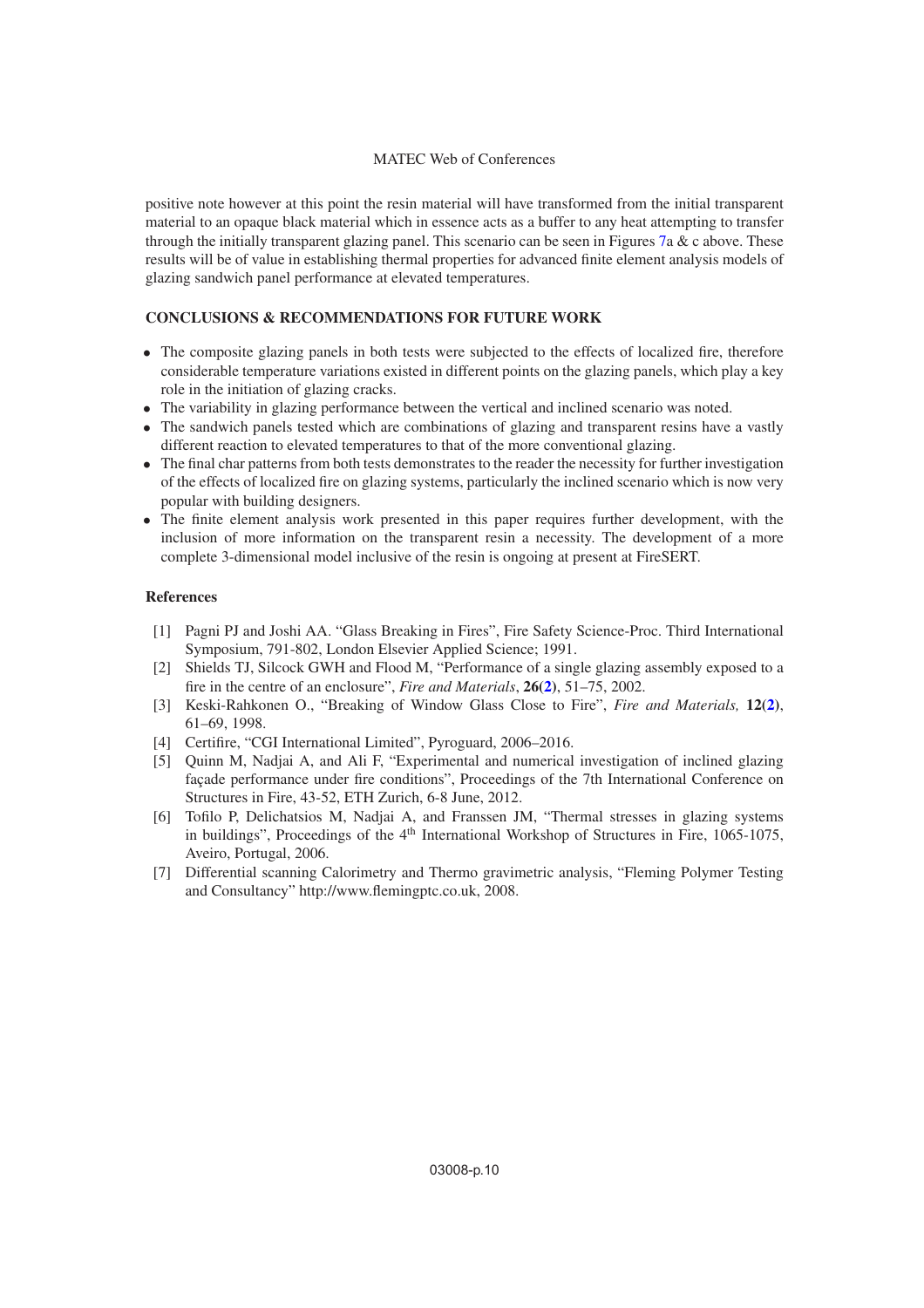positive note however at this point the resin material will have transformed from the initial transparent material to an opaque black material which in essence acts as a buffer to any heat attempting to transfer through the initially transparent glazing panel. This scenario can be seen in Figures 7a & c above. These results will be of value in establishing thermal properties for advanced finite element analysis models of glazing sandwich panel performance at elevated temperatures.

## CONCLUSIONS & RECOMMENDATIONS FOR FUTURE WORK

- The composite glazing panels in both tests were subjected to the effects of localized fire, therefore considerable temperature variations existed in different points on the glazing panels, which play a key role in the initiation of glazing cracks.
- The variability in glazing performance between the vertical and inclined scenario was noted.
- The sandwich panels tested which are combinations of glazing and transparent resins have a vastly different reaction to elevated temperatures to that of the more conventional glazing.
- The final char patterns from both tests demonstrates to the reader the necessity for further investigation of the effects of localized fire on glazing systems, particularly the inclined scenario which is now very popular with building designers.
- The finite element analysis work presented in this paper requires further development, with the inclusion of more information on the transparent resin a necessity. The development of a more complete 3-dimensional model inclusive of the resin is ongoing at present at FireSERT.

### References

[1] Pagni PJ and Joshi AA. "Glass Breaking in Fires", Fire Safety Science-Proc. Third International Symposium, 791-802, London Elsevier Applied Science; 1991.

[2] Shields TJ, Silcock GWH and Flood M, "Performance of a single glazing assembly exposed to a fire in the centre of an enclosure", *Fire and Materials*, **26(2)**, 51–75, 2002.

[3] Keski-Rahkonen O., "Breaking of Window Glass Close to Fire", *Fire and Materials,* **12(2)**, 61–69, 1998.

[4] Certifire, "CGI International Limited", Pyroguard, 2006–2016.

[5] Quinn M, Nadjai A, and Ali F, "Experimental and numerical investigation of inclined glazing façade performance under fire conditions", Proceedings of the 7th International Conference on Structures in Fire, 43-52, ETH Zurich, 6-8 June, 2012.

[6] Tofilo P, Delichatsios M, Nadjai A, and Franssen JM, "Thermal stresses in glazing systems in buildings", Proceedings of the 4th International Workshop of Structures in Fire, 1065-1075, Aveiro, Portugal, 2006.

[7] Differential scanning Calorimetry and Thermo gravimetric analysis, "Fleming Polymer Testing and Consultancy" http://www.flemingptc.co.uk, 2008.